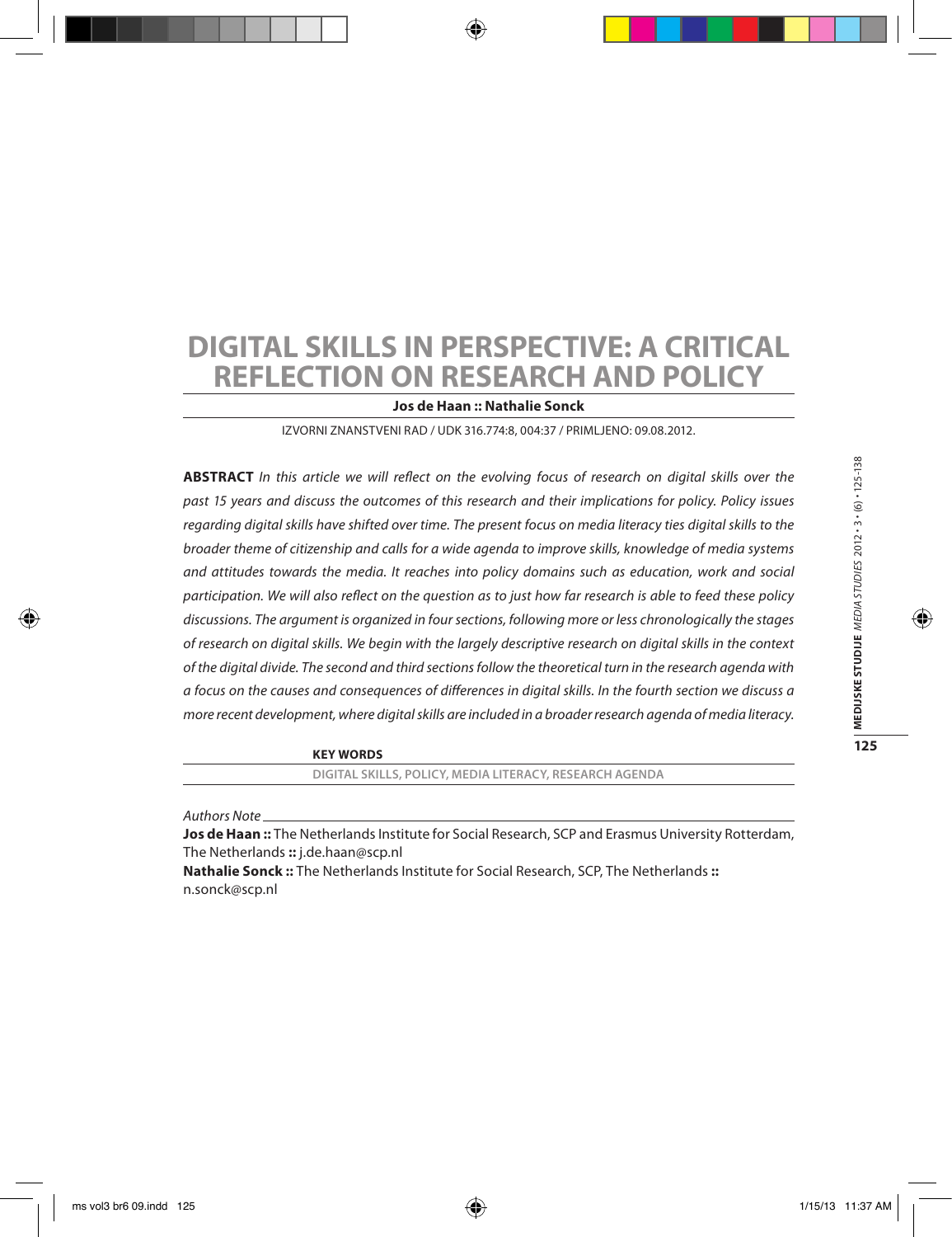# DIGITAL SKILLS IN PERSPECTIVE: A CRITICAL REFLECTION ON RESEARCH AND POLICY

**Jos de Haan :: Nathalie Sonck**

IZVORNI ZNANSTVENI RAD / UDK 316.774:8, 004:37 / PRIMLJENO: 09.08.2012.

**ABSTRACT** *In this article we will reflect on the evolving focus of research on digital skills over the past 15 years and discuss the outcomes of this research and their implications for policy. Policy issues regarding digital skills have shifted over time. The present focus on media literacy ties digital skills to the broader theme of citizenship and calls for a wide agenda to improve skills, knowledge of media systems and attitudes towards the media. It reaches into policy domains such as education, work and social participation. We will also reflect on the question as to just how far research is able to feed these policy discussions. The argument is organized in four sections, following more or less chronologically the stages of research on digital skills. We begin with the largely descriptive research on digital skills in the context of the digital divide. The second and third sections follow the theoretical turn in the research agenda with a focus on the causes and consequences of differences in digital skills. In the fourth section we discuss a more recent development, where digital skills are included in a broader research agenda of media literacy.*

**KEY WORDS**

DIGITAL SKILLS, POLICY, MEDIA LITERACY, RESEARCH AGENDA

*Authors Note*

**Jos de Haan ::** The Netherlands Institute for Social Research, SCP and Erasmus University Rotterdam, The Netherlands **::** j.de.haan@scp.nl

**Nathalie Sonck ::** The Netherlands Institute for Social Research, SCP, The Netherlands **::** n.sonck@scp.nl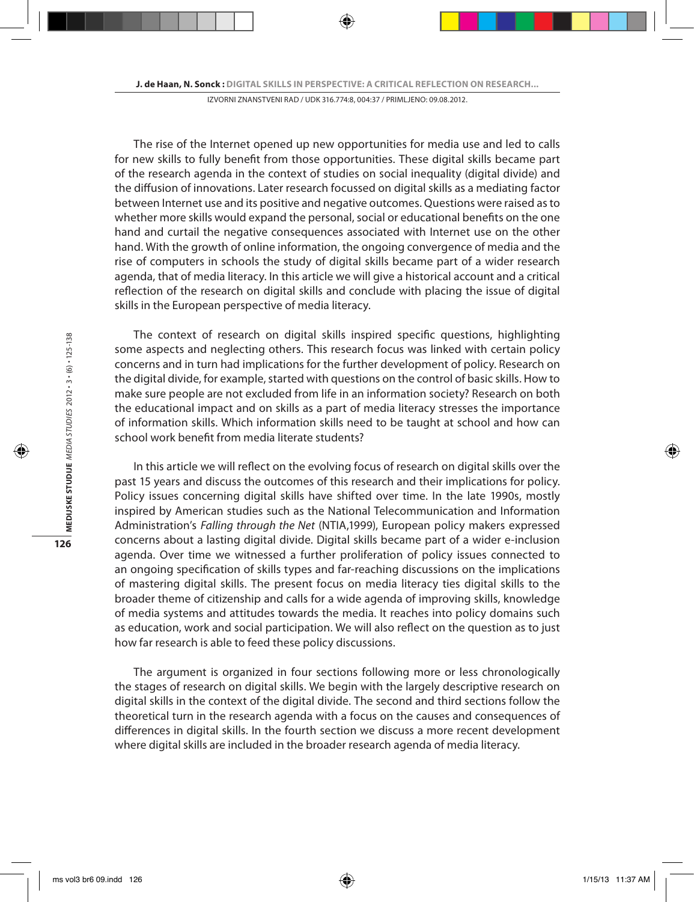The rise of the Internet opened up new opportunities for media use and led to calls for new skills to fully benefit from those opportunities. These digital skills became part of the research agenda in the context of studies on social inequality (digital divide) and the diffusion of innovations. Later research focussed on digital skills as a mediating factor between Internet use and its positive and negative outcomes. Questions were raised as to whether more skills would expand the personal, social or educational benefits on the one hand and curtail the negative consequences associated with Internet use on the other hand. With the growth of online information, the ongoing convergence of media and the rise of computers in schools the study of digital skills became part of a wider research agenda, that of media literacy. In this article we will give a historical account and a critical reflection of the research on digital skills and conclude with placing the issue of digital skills in the European perspective of media literacy.

The context of research on digital skills inspired specific questions, highlighting some aspects and neglecting others. This research focus was linked with certain policy concerns and in turn had implications for the further development of policy. Research on the digital divide, for example, started with questions on the control of basic skills. How to make sure people are not excluded from life in an information society? Research on both the educational impact and on skills as a part of media literacy stresses the importance of information skills. Which information skills need to be taught at school and how can school work benefit from media literate students?

In this article we will reflect on the evolving focus of research on digital skills over the past 15 years and discuss the outcomes of this research and their implications for policy. Policy issues concerning digital skills have shifted over time. In the late 1990s, mostly inspired by American studies such as the National Telecommunication and Information Administration's *Falling through the Net* (NTIA,1999), European policy makers expressed concerns about a lasting digital divide. Digital skills became part of a wider e-inclusion agenda. Over time we witnessed a further proliferation of policy issues connected to an ongoing specification of skills types and far-reaching discussions on the implications of mastering digital skills. The present focus on media literacy ties digital skills to the broader theme of citizenship and calls for a wide agenda of improving skills, knowledge of media systems and attitudes towards the media. It reaches into policy domains such as education, work and social participation. We will also reflect on the question as to just how far research is able to feed these policy discussions.

The argument is organized in four sections following more or less chronologically the stages of research on digital skills. We begin with the largely descriptive research on digital skills in the context of the digital divide. The second and third sections follow the theoretical turn in the research agenda with a focus on the causes and consequences of differences in digital skills. In the fourth section we discuss a more recent development where digital skills are included in the broader research agenda of media literacy.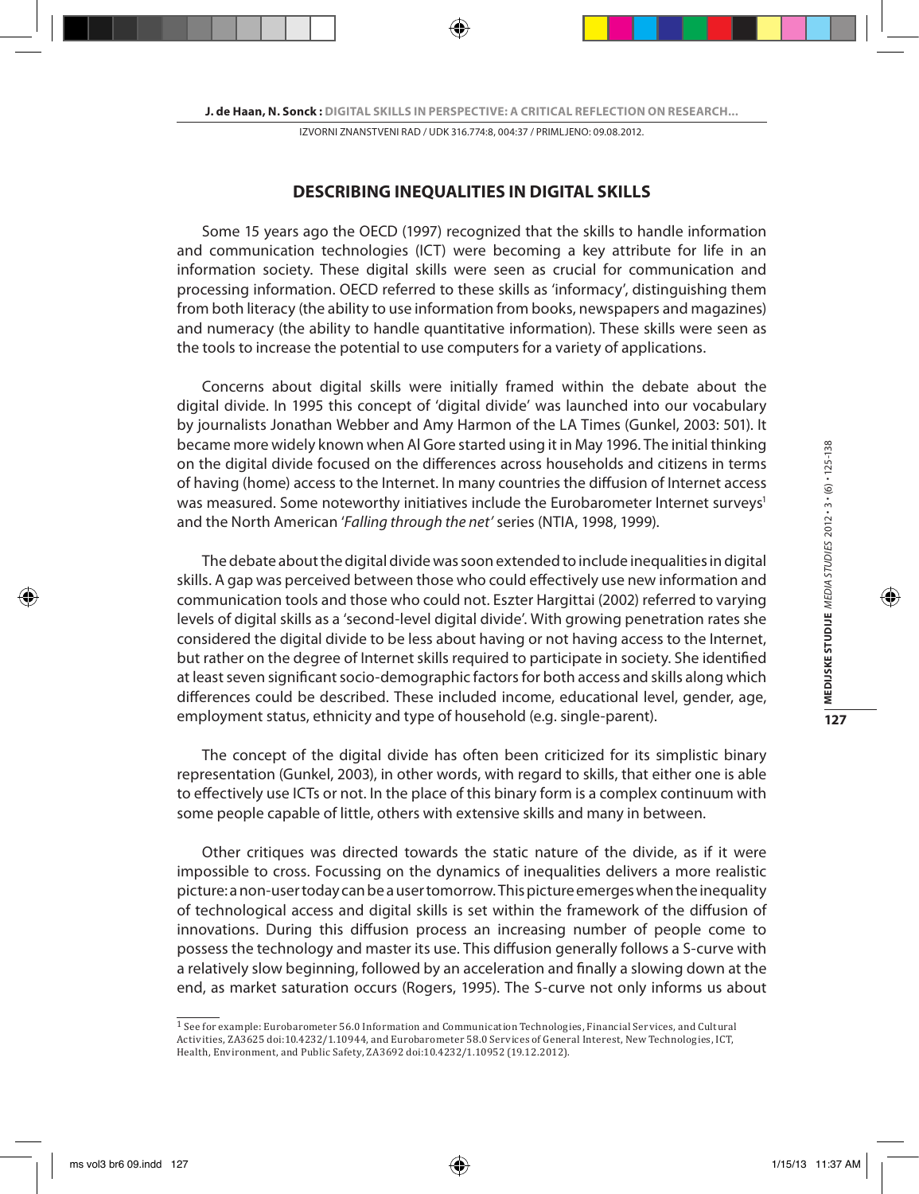## DESCRIBING INEQUALITIES IN DIGITAL SKILLS

Some 15 years ago the OECD (1997) recognized that the skills to handle information and communication technologies (ICT) were becoming a key attribute for life in an information society. These digital skills were seen as crucial for communication and processing information. OECD referred to these skills as 'informacy', distinguishing them from both literacy (the ability to use information from books, newspapers and magazines) and numeracy (the ability to handle quantitative information). These skills were seen as the tools to increase the potential to use computers for a variety of applications.

Concerns about digital skills were initially framed within the debate about the digital divide. In 1995 this concept of 'digital divide' was launched into our vocabulary by journalists Jonathan Webber and Amy Harmon of the LA Times (Gunkel, 2003: 501). It became more widely known when Al Gore started using it in May 1996. The initial thinking on the digital divide focused on the differences across households and citizens in terms of having (home) access to the Internet. In many countries the diffusion of Internet access was measured. Some noteworthy initiatives include the Eurobarometer Internet surveys[1] and the North American '*Falling through the net'* series (NTIA, 1998, 1999).

The debate about the digital divide was soon extended to include inequalities in digital skills. A gap was perceived between those who could effectively use new information and communication tools and those who could not. Eszter Hargittai (2002) referred to varying levels of digital skills as a 'second-level digital divide'. With growing penetration rates she considered the digital divide to be less about having or not having access to the Internet, but rather on the degree of Internet skills required to participate in society. She identified at least seven significant socio-demographic factors for both access and skills along which differences could be described. These included income, educational level, gender, age, employment status, ethnicity and type of household (e.g. single-parent).

The concept of the digital divide has often been criticized for its simplistic binary representation (Gunkel, 2003), in other words, with regard to skills, that either one is able to effectively use ICTs or not. In the place of this binary form is a complex continuum with some people capable of little, others with extensive skills and many in between.

Other critiques was directed towards the static nature of the divide, as if it were impossible to cross. Focussing on the dynamics of inequalities delivers a more realistic picture: a non-user today can be a user tomorrow. This picture emerges when the inequality of technological access and digital skills is set within the framework of the diffusion of innovations. During this diffusion process an increasing number of people come to possess the technology and master its use. This diffusion generally follows a S-curve with a relatively slow beginning, followed by an acceleration and finally a slowing down at the end, as market saturation occurs (Rogers, 1995). The S-curve not only informs us about

---

[1] See for example: Eurobarometer 56.0 Information and Communication Technologies, Financial Services, and Cultural Activities, ZA3625 doi:10.4232/1.10944, and Eurobarometer 58.0 Services of General Interest, New Technologies, ICT, Health, Environment, and Public Safety, ZA3692 doi:10.4232/1.10952 (19.12.2012).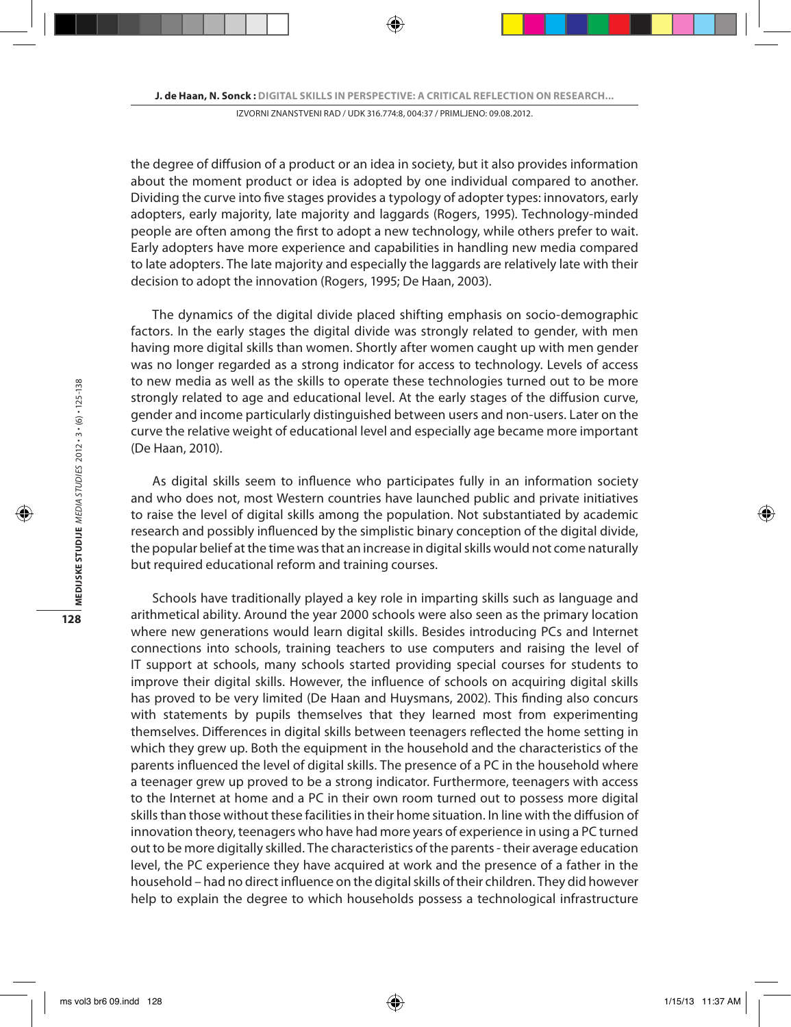the degree of diffusion of a product or an idea in society, but it also provides information about the moment product or idea is adopted by one individual compared to another. Dividing the curve into five stages provides a typology of adopter types: innovators, early adopters, early majority, late majority and laggards (Rogers, 1995). Technology-minded people are often among the first to adopt a new technology, while others prefer to wait. Early adopters have more experience and capabilities in handling new media compared to late adopters. The late majority and especially the laggards are relatively late with their decision to adopt the innovation (Rogers, 1995; De Haan, 2003).

The dynamics of the digital divide placed shifting emphasis on socio-demographic factors. In the early stages the digital divide was strongly related to gender, with men having more digital skills than women. Shortly after women caught up with men gender was no longer regarded as a strong indicator for access to technology. Levels of access to new media as well as the skills to operate these technologies turned out to be more strongly related to age and educational level. At the early stages of the diffusion curve, gender and income particularly distinguished between users and non-users. Later on the curve the relative weight of educational level and especially age became more important (De Haan, 2010).

As digital skills seem to influence who participates fully in an information society and who does not, most Western countries have launched public and private initiatives to raise the level of digital skills among the population. Not substantiated by academic research and possibly influenced by the simplistic binary conception of the digital divide, the popular belief at the time was that an increase in digital skills would not come naturally but required educational reform and training courses.

Schools have traditionally played a key role in imparting skills such as language and arithmetical ability. Around the year 2000 schools were also seen as the primary location where new generations would learn digital skills. Besides introducing PCs and Internet connections into schools, training teachers to use computers and raising the level of IT support at schools, many schools started providing special courses for students to improve their digital skills. However, the influence of schools on acquiring digital skills has proved to be very limited (De Haan and Huysmans, 2002). This finding also concurs with statements by pupils themselves that they learned most from experimenting themselves. Differences in digital skills between teenagers reflected the home setting in which they grew up. Both the equipment in the household and the characteristics of the parents influenced the level of digital skills. The presence of a PC in the household where a teenager grew up proved to be a strong indicator. Furthermore, teenagers with access to the Internet at home and a PC in their own room turned out to possess more digital skills than those without these facilities in their home situation. In line with the diffusion of innovation theory, teenagers who have had more years of experience in using a PC turned out to be more digitally skilled. The characteristics of the parents - their average education level, the PC experience they have acquired at work and the presence of a father in the household – had no direct influence on the digital skills of their children. They did however help to explain the degree to which households possess a technological infrastructure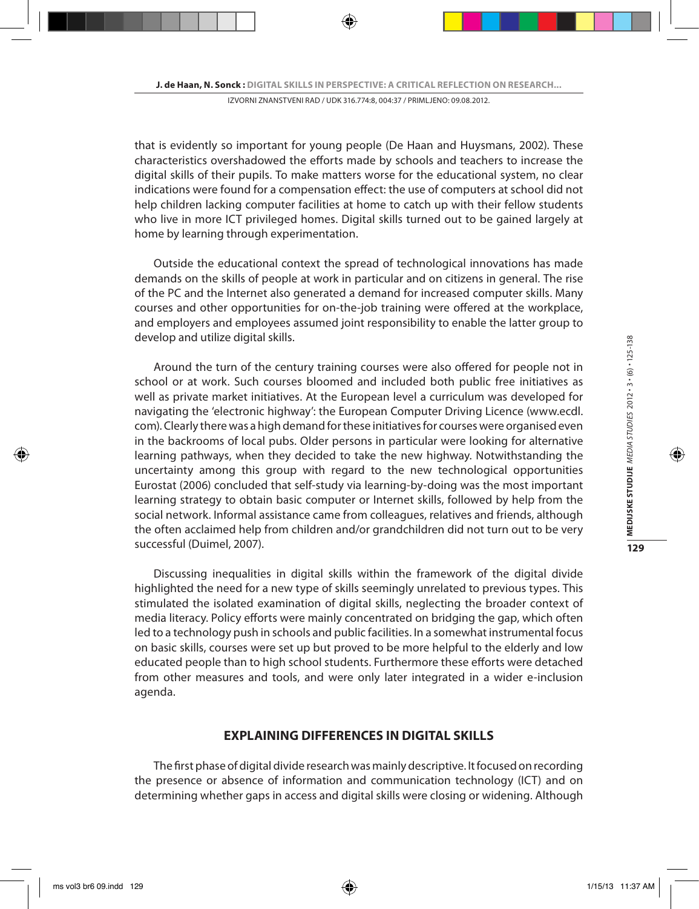that is evidently so important for young people (De Haan and Huysmans, 2002). These characteristics overshadowed the efforts made by schools and teachers to increase the digital skills of their pupils. To make matters worse for the educational system, no clear indications were found for a compensation effect: the use of computers at school did not help children lacking computer facilities at home to catch up with their fellow students who live in more ICT privileged homes. Digital skills turned out to be gained largely at home by learning through experimentation.

Outside the educational context the spread of technological innovations has made demands on the skills of people at work in particular and on citizens in general. The rise of the PC and the Internet also generated a demand for increased computer skills. Many courses and other opportunities for on-the-job training were offered at the workplace, and employers and employees assumed joint responsibility to enable the latter group to develop and utilize digital skills.

Around the turn of the century training courses were also offered for people not in school or at work. Such courses bloomed and included both public free initiatives as well as private market initiatives. At the European level a curriculum was developed for navigating the 'electronic highway': the European Computer Driving Licence (www.ecdl.com). Clearly there was a high demand for these initiatives for courses were organised even in the backrooms of local pubs. Older persons in particular were looking for alternative learning pathways, when they decided to take the new highway. Notwithstanding the uncertainty among this group with regard to the new technological opportunities Eurostat (2006) concluded that self-study via learning-by-doing was the most important learning strategy to obtain basic computer or Internet skills, followed by help from the social network. Informal assistance came from colleagues, relatives and friends, although the often acclaimed help from children and/or grandchildren did not turn out to be very successful (Duimel, 2007).

Discussing inequalities in digital skills within the framework of the digital divide highlighted the need for a new type of skills seemingly unrelated to previous types. This stimulated the isolated examination of digital skills, neglecting the broader context of media literacy. Policy efforts were mainly concentrated on bridging the gap, which often led to a technology push in schools and public facilities. In a somewhat instrumental focus on basic skills, courses were set up but proved to be more helpful to the elderly and low educated people than to high school students. Furthermore these efforts were detached from other measures and tools, and were only later integrated in a wider e-inclusion agenda.

## EXPLAINING DIFFERENCES IN DIGITAL SKILLS

The first phase of digital divide research was mainly descriptive. It focused on recording the presence or absence of information and communication technology (ICT) and on determining whether gaps in access and digital skills were closing or widening. Although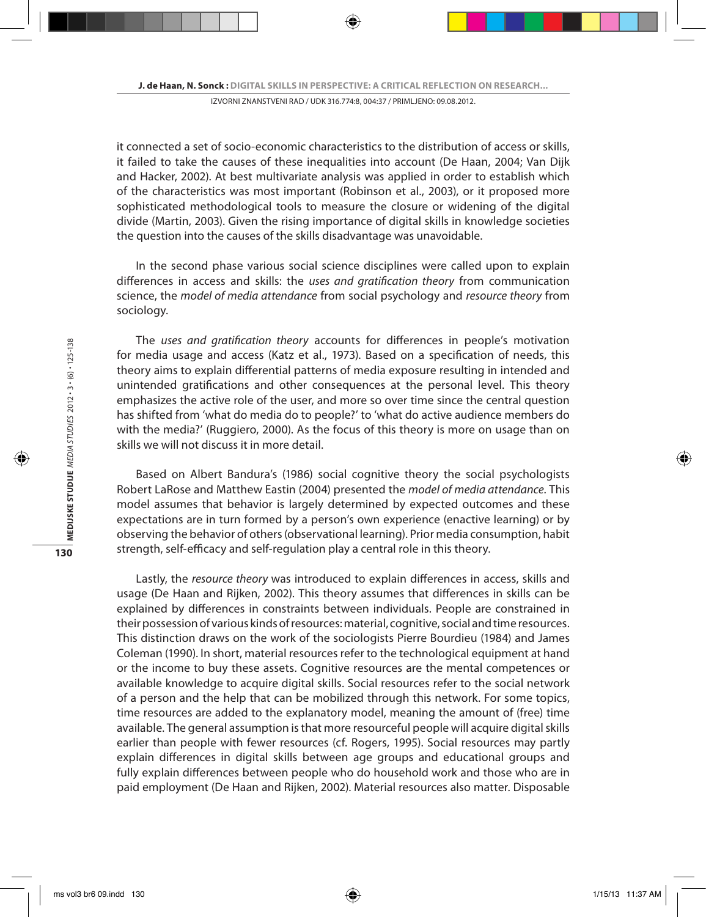it connected a set of socio-economic characteristics to the distribution of access or skills, it failed to take the causes of these inequalities into account (De Haan, 2004; Van Dijk and Hacker, 2002). At best multivariate analysis was applied in order to establish which of the characteristics was most important (Robinson et al., 2003), or it proposed more sophisticated methodological tools to measure the closure or widening of the digital divide (Martin, 2003). Given the rising importance of digital skills in knowledge societies the question into the causes of the skills disadvantage was unavoidable.

In the second phase various social science disciplines were called upon to explain differences in access and skills: the *uses and gratification theory* from communication science, the *model of media attendance* from social psychology and *resource theory* from sociology.

The *uses and gratification theory* accounts for differences in people's motivation for media usage and access (Katz et al., 1973). Based on a specification of needs, this theory aims to explain differential patterns of media exposure resulting in intended and unintended gratifications and other consequences at the personal level. This theory emphasizes the active role of the user, and more so over time since the central question has shifted from 'what do media do to people?' to 'what do active audience members do with the media?' (Ruggiero, 2000). As the focus of this theory is more on usage than on skills we will not discuss it in more detail.

Based on Albert Bandura's (1986) social cognitive theory the social psychologists Robert LaRose and Matthew Eastin (2004) presented the *model of media attendance*. This model assumes that behavior is largely determined by expected outcomes and these expectations are in turn formed by a person's own experience (enactive learning) or by observing the behavior of others (observational learning). Prior media consumption, habit strength, self-efficacy and self-regulation play a central role in this theory.

Lastly, the *resource theory* was introduced to explain differences in access, skills and usage (De Haan and Rijken, 2002). This theory assumes that differences in skills can be explained by differences in constraints between individuals. People are constrained in their possession of various kinds of resources: material, cognitive, social and time resources. This distinction draws on the work of the sociologists Pierre Bourdieu (1984) and James Coleman (1990). In short, material resources refer to the technological equipment at hand or the income to buy these assets. Cognitive resources are the mental competences or available knowledge to acquire digital skills. Social resources refer to the social network of a person and the help that can be mobilized through this network. For some topics, time resources are added to the explanatory model, meaning the amount of (free) time available. The general assumption is that more resourceful people will acquire digital skills earlier than people with fewer resources (cf. Rogers, 1995). Social resources may partly explain differences in digital skills between age groups and educational groups and fully explain differences between people who do household work and those who are in paid employment (De Haan and Rijken, 2002). Material resources also matter. Disposable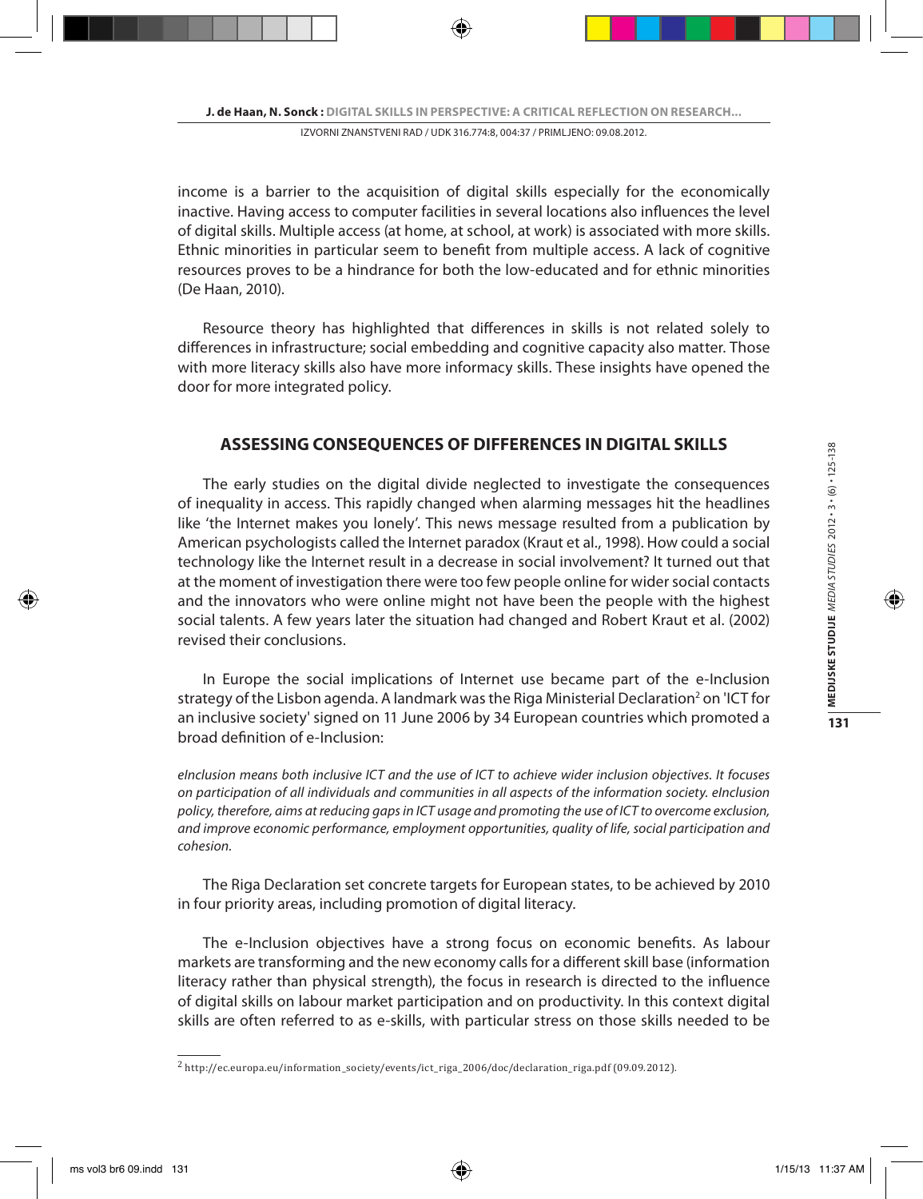income is a barrier to the acquisition of digital skills especially for the economically inactive. Having access to computer facilities in several locations also influences the level of digital skills. Multiple access (at home, at school, at work) is associated with more skills. Ethnic minorities in particular seem to benefit from multiple access. A lack of cognitive resources proves to be a hindrance for both the low-educated and for ethnic minorities (De Haan, 2010).

Resource theory has highlighted that differences in skills is not related solely to differences in infrastructure; social embedding and cognitive capacity also matter. Those with more literacy skills also have more informacy skills. These insights have opened the door for more integrated policy.

## ASSESSING CONSEQUENCES OF DIFFERENCES IN DIGITAL SKILLS

The early studies on the digital divide neglected to investigate the consequences of inequality in access. This rapidly changed when alarming messages hit the headlines like 'the Internet makes you lonely'. This news message resulted from a publication by American psychologists called the Internet paradox (Kraut et al., 1998). How could a social technology like the Internet result in a decrease in social involvement? It turned out that at the moment of investigation there were too few people online for wider social contacts and the innovators who were online might not have been the people with the highest social talents. A few years later the situation had changed and Robert Kraut et al. (2002) revised their conclusions.

In Europe the social implications of Internet use became part of the e-Inclusion strategy of the Lisbon agenda. A landmark was the Riga Ministerial Declaration[2] on 'ICT for an inclusive society' signed on 11 June 2006 by 34 European countries which promoted a broad definition of e-Inclusion:

*eInclusion means both inclusive ICT and the use of ICT to achieve wider inclusion objectives. It focuses on participation of all individuals and communities in all aspects of the information society. eInclusion policy, therefore, aims at reducing gaps in ICT usage and promoting the use of ICT to overcome exclusion, and improve economic performance, employment opportunities, quality of life, social participation and cohesion.*

The Riga Declaration set concrete targets for European states, to be achieved by 2010 in four priority areas, including promotion of digital literacy.

The e-Inclusion objectives have a strong focus on economic benefits. As labour markets are transforming and the new economy calls for a different skill base (information literacy rather than physical strength), the focus in research is directed to the influence of digital skills on labour market participation and on productivity. In this context digital skills are often referred to as e-skills, with particular stress on those skills needed to be

---

[2] http://ec.europa.eu/information_society/events/ict_riga_2006/doc/declaration_riga.pdf (09.09.2012).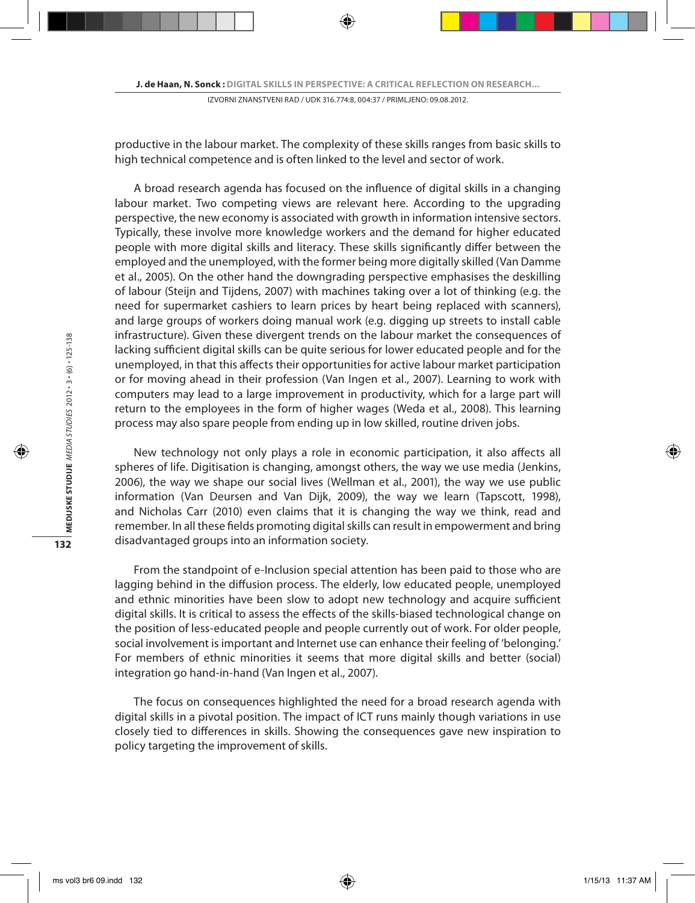productive in the labour market. The complexity of these skills ranges from basic skills to high technical competence and is often linked to the level and sector of work.

A broad research agenda has focused on the influence of digital skills in a changing labour market. Two competing views are relevant here. According to the upgrading perspective, the new economy is associated with growth in information intensive sectors. Typically, these involve more knowledge workers and the demand for higher educated people with more digital skills and literacy. These skills significantly differ between the employed and the unemployed, with the former being more digitally skilled (Van Damme et al., 2005). On the other hand the downgrading perspective emphasises the deskilling of labour (Steijn and Tijdens, 2007) with machines taking over a lot of thinking (e.g. the need for supermarket cashiers to learn prices by heart being replaced with scanners), and large groups of workers doing manual work (e.g. digging up streets to install cable infrastructure). Given these divergent trends on the labour market the consequences of lacking sufficient digital skills can be quite serious for lower educated people and for the unemployed, in that this affects their opportunities for active labour market participation or for moving ahead in their profession (Van Ingen et al., 2007). Learning to work with computers may lead to a large improvement in productivity, which for a large part will return to the employees in the form of higher wages (Weda et al., 2008). This learning process may also spare people from ending up in low skilled, routine driven jobs.

New technology not only plays a role in economic participation, it also affects all spheres of life. Digitisation is changing, amongst others, the way we use media (Jenkins, 2006), the way we shape our social lives (Wellman et al., 2001), the way we use public information (Van Deursen and Van Dijk, 2009), the way we learn (Tapscott, 1998), and Nicholas Carr (2010) even claims that it is changing the way we think, read and remember. In all these fields promoting digital skills can result in empowerment and bring disadvantaged groups into an information society.

From the standpoint of e-Inclusion special attention has been paid to those who are lagging behind in the diffusion process. The elderly, low educated people, unemployed and ethnic minorities have been slow to adopt new technology and acquire sufficient digital skills. It is critical to assess the effects of the skills-biased technological change on the position of less-educated people and people currently out of work. For older people, social involvement is important and Internet use can enhance their feeling of 'belonging.' For members of ethnic minorities it seems that more digital skills and better (social) integration go hand-in-hand (Van Ingen et al., 2007).

The focus on consequences highlighted the need for a broad research agenda with digital skills in a pivotal position. The impact of ICT runs mainly though variations in use closely tied to differences in skills. Showing the consequences gave new inspiration to policy targeting the improvement of skills.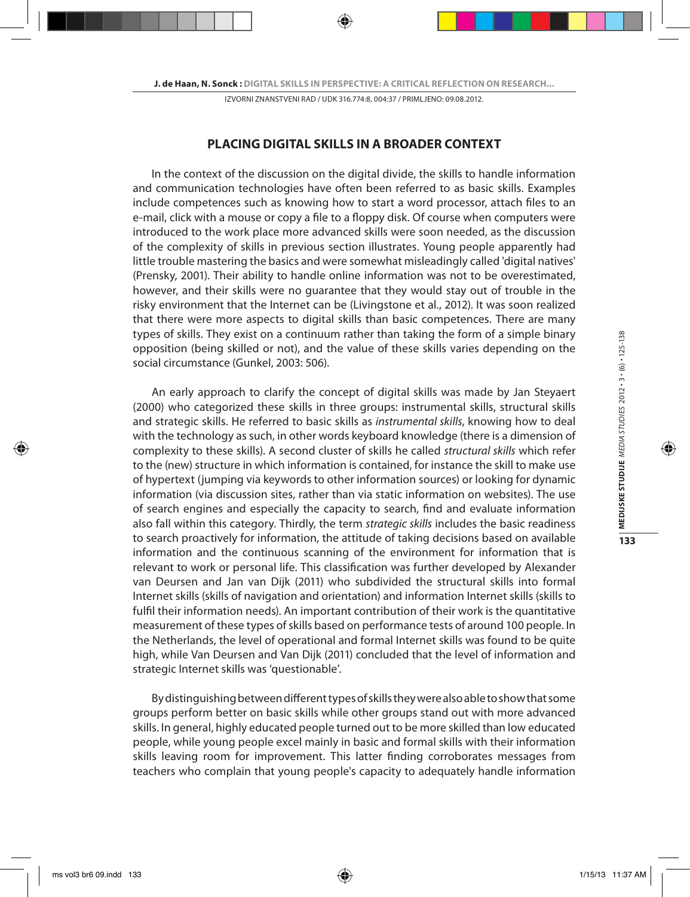## PLACING DIGITAL SKILLS IN A BROADER CONTEXT

In the context of the discussion on the digital divide, the skills to handle information and communication technologies have often been referred to as basic skills. Examples include competences such as knowing how to start a word processor, attach files to an e-mail, click with a mouse or copy a file to a floppy disk. Of course when computers were introduced to the work place more advanced skills were soon needed, as the discussion of the complexity of skills in previous section illustrates. Young people apparently had little trouble mastering the basics and were somewhat misleadingly called 'digital natives' (Prensky, 2001). Their ability to handle online information was not to be overestimated, however, and their skills were no guarantee that they would stay out of trouble in the risky environment that the Internet can be (Livingstone et al., 2012). It was soon realized that there were more aspects to digital skills than basic competences. There are many types of skills. They exist on a continuum rather than taking the form of a simple binary opposition (being skilled or not), and the value of these skills varies depending on the social circumstance (Gunkel, 2003: 506).

An early approach to clarify the concept of digital skills was made by Jan Steyaert (2000) who categorized these skills in three groups: instrumental skills, structural skills and strategic skills. He referred to basic skills as *instrumental skills*, knowing how to deal with the technology as such, in other words keyboard knowledge (there is a dimension of complexity to these skills). A second cluster of skills he called *structural skills* which refer to the (new) structure in which information is contained, for instance the skill to make use of hypertext (jumping via keywords to other information sources) or looking for dynamic information (via discussion sites, rather than via static information on websites). The use of search engines and especially the capacity to search, find and evaluate information also fall within this category. Thirdly, the term *strategic skills* includes the basic readiness to search proactively for information, the attitude of taking decisions based on available information and the continuous scanning of the environment for information that is relevant to work or personal life. This classification was further developed by Alexander van Deursen and Jan van Dijk (2011) who subdivided the structural skills into formal Internet skills (skills of navigation and orientation) and information Internet skills (skills to fulfil their information needs). An important contribution of their work is the quantitative measurement of these types of skills based on performance tests of around 100 people. In the Netherlands, the level of operational and formal Internet skills was found to be quite high, while Van Deursen and Van Dijk (2011) concluded that the level of information and strategic Internet skills was 'questionable'.

By distinguishing between different types of skills they were also able to show that some groups perform better on basic skills while other groups stand out with more advanced skills. In general, highly educated people turned out to be more skilled than low educated people, while young people excel mainly in basic and formal skills with their information skills leaving room for improvement. This latter finding corroborates messages from teachers who complain that young people's capacity to adequately handle information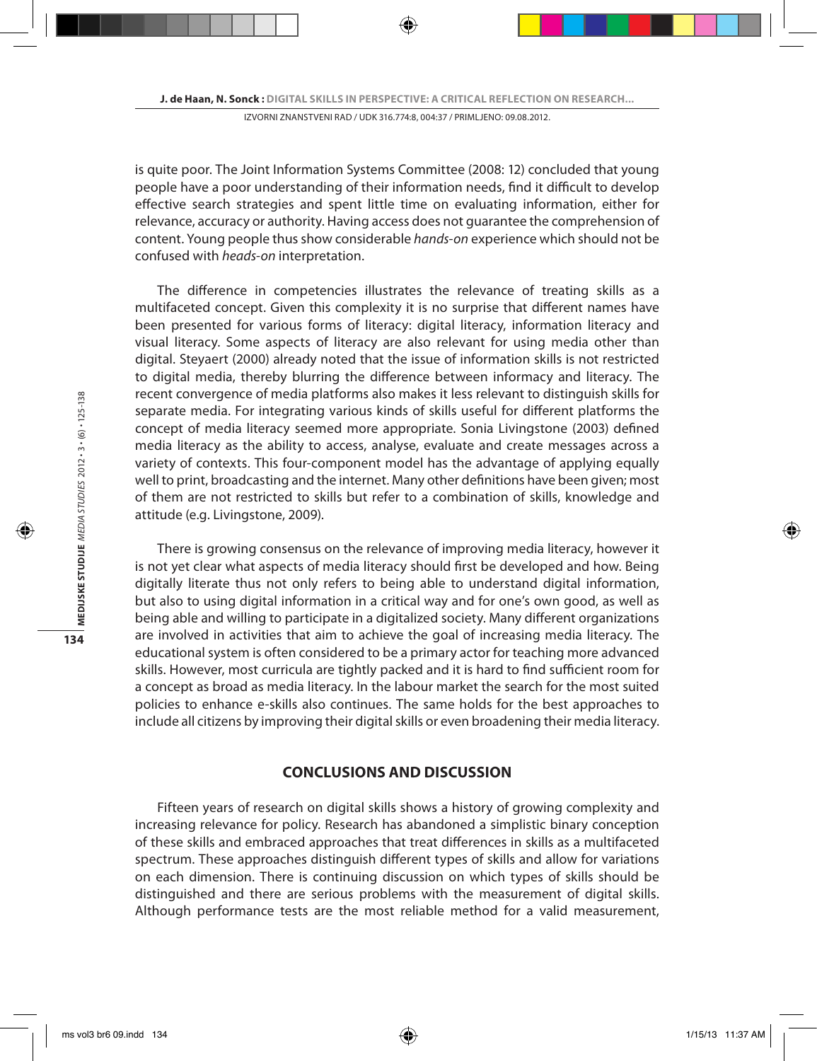is quite poor. The Joint Information Systems Committee (2008: 12) concluded that young people have a poor understanding of their information needs, find it difficult to develop effective search strategies and spent little time on evaluating information, either for relevance, accuracy or authority. Having access does not guarantee the comprehension of content. Young people thus show considerable *hands-on* experience which should not be confused with *heads-on* interpretation.

The difference in competencies illustrates the relevance of treating skills as a multifaceted concept. Given this complexity it is no surprise that different names have been presented for various forms of literacy: digital literacy, information literacy and visual literacy. Some aspects of literacy are also relevant for using media other than digital. Steyaert (2000) already noted that the issue of information skills is not restricted to digital media, thereby blurring the difference between informacy and literacy. The recent convergence of media platforms also makes it less relevant to distinguish skills for separate media. For integrating various kinds of skills useful for different platforms the concept of media literacy seemed more appropriate. Sonia Livingstone (2003) defined media literacy as the ability to access, analyse, evaluate and create messages across a variety of contexts. This four-component model has the advantage of applying equally well to print, broadcasting and the internet. Many other definitions have been given; most of them are not restricted to skills but refer to a combination of skills, knowledge and attitude (e.g. Livingstone, 2009).

There is growing consensus on the relevance of improving media literacy, however it is not yet clear what aspects of media literacy should first be developed and how. Being digitally literate thus not only refers to being able to understand digital information, but also to using digital information in a critical way and for one's own good, as well as being able and willing to participate in a digitalized society. Many different organizations are involved in activities that aim to achieve the goal of increasing media literacy. The educational system is often considered to be a primary actor for teaching more advanced skills. However, most curricula are tightly packed and it is hard to find sufficient room for a concept as broad as media literacy. In the labour market the search for the most suited policies to enhance e-skills also continues. The same holds for the best approaches to include all citizens by improving their digital skills or even broadening their media literacy.

## CONCLUSIONS AND DISCUSSION

Fifteen years of research on digital skills shows a history of growing complexity and increasing relevance for policy. Research has abandoned a simplistic binary conception of these skills and embraced approaches that treat differences in skills as a multifaceted spectrum. These approaches distinguish different types of skills and allow for variations on each dimension. There is continuing discussion on which types of skills should be distinguished and there are serious problems with the measurement of digital skills. Although performance tests are the most reliable method for a valid measurement,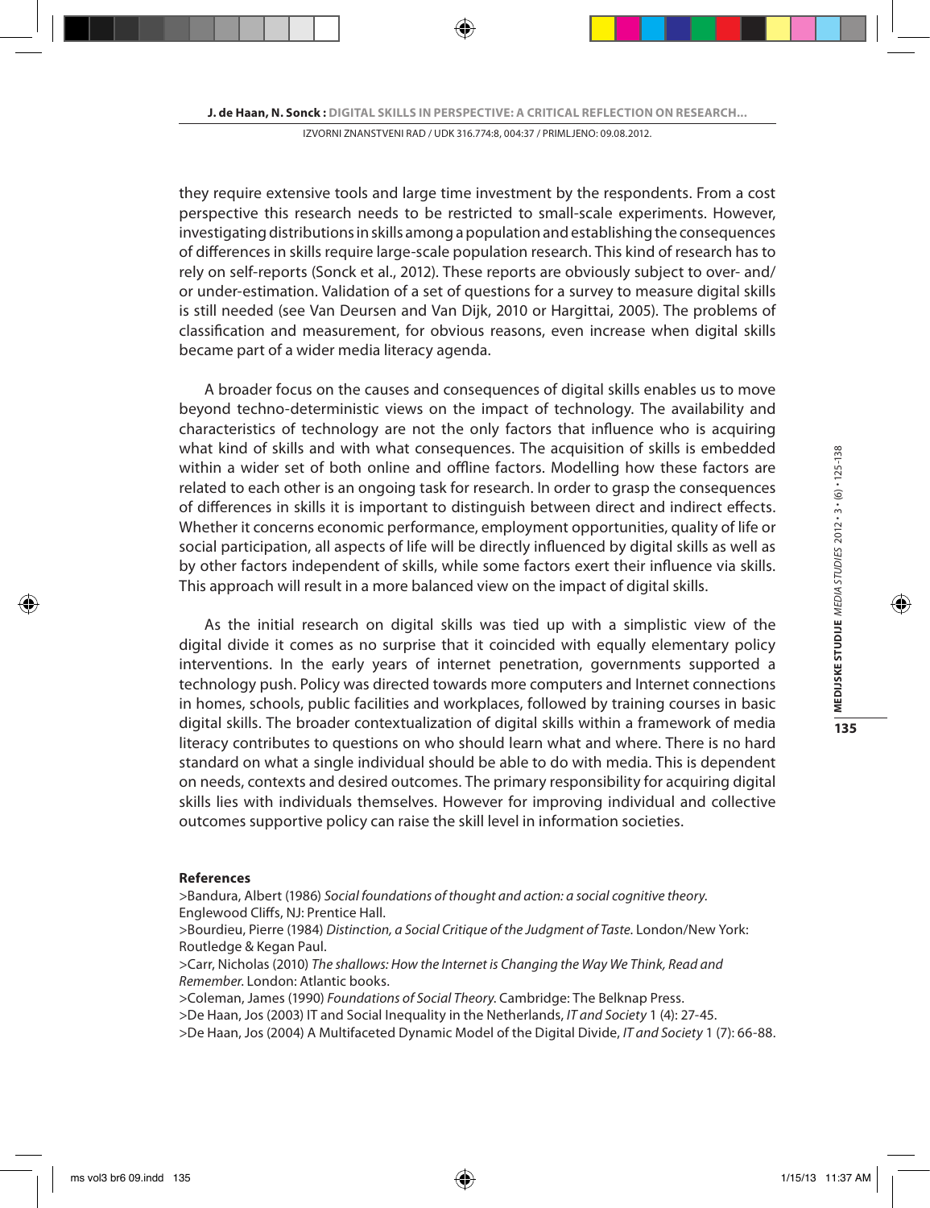they require extensive tools and large time investment by the respondents. From a cost perspective this research needs to be restricted to small-scale experiments. However, investigating distributions in skills among a population and establishing the consequences of differences in skills require large-scale population research. This kind of research has to rely on self-reports (Sonck et al., 2012). These reports are obviously subject to over- and/or under-estimation. Validation of a set of questions for a survey to measure digital skills is still needed (see Van Deursen and Van Dijk, 2010 or Hargittai, 2005). The problems of classification and measurement, for obvious reasons, even increase when digital skills became part of a wider media literacy agenda.

A broader focus on the causes and consequences of digital skills enables us to move beyond techno-deterministic views on the impact of technology. The availability and characteristics of technology are not the only factors that influence who is acquiring what kind of skills and with what consequences. The acquisition of skills is embedded within a wider set of both online and offline factors. Modelling how these factors are related to each other is an ongoing task for research. In order to grasp the consequences of differences in skills it is important to distinguish between direct and indirect effects. Whether it concerns economic performance, employment opportunities, quality of life or social participation, all aspects of life will be directly influenced by digital skills as well as by other factors independent of skills, while some factors exert their influence via skills. This approach will result in a more balanced view on the impact of digital skills.

As the initial research on digital skills was tied up with a simplistic view of the digital divide it comes as no surprise that it coincided with equally elementary policy interventions. In the early years of internet penetration, governments supported a technology push. Policy was directed towards more computers and Internet connections in homes, schools, public facilities and workplaces, followed by training courses in basic digital skills. The broader contextualization of digital skills within a framework of media literacy contributes to questions on who should learn what and where. There is no hard standard on what a single individual should be able to do with media. This is dependent on needs, contexts and desired outcomes. The primary responsibility for acquiring digital skills lies with individuals themselves. However for improving individual and collective outcomes supportive policy can raise the skill level in information societies.

**References**

>Bandura, Albert (1986) *Social foundations of thought and action: a social cognitive theory.* Englewood Cliffs, NJ: Prentice Hall.

>Bourdieu, Pierre (1984) *Distinction, a Social Critique of the Judgment of Taste.* London/New York: Routledge & Kegan Paul.

>Carr, Nicholas (2010) *The shallows: How the Internet is Changing the Way We Think, Read and Remember.* London: Atlantic books.

>Coleman, James (1990) *Foundations of Social Theory.* Cambridge: The Belknap Press.

>De Haan, Jos (2003) IT and Social Inequality in the Netherlands, *IT and Society* 1 (4): 27-45.

>De Haan, Jos (2004) A Multifaceted Dynamic Model of the Digital Divide, *IT and Society* 1 (7): 66-88.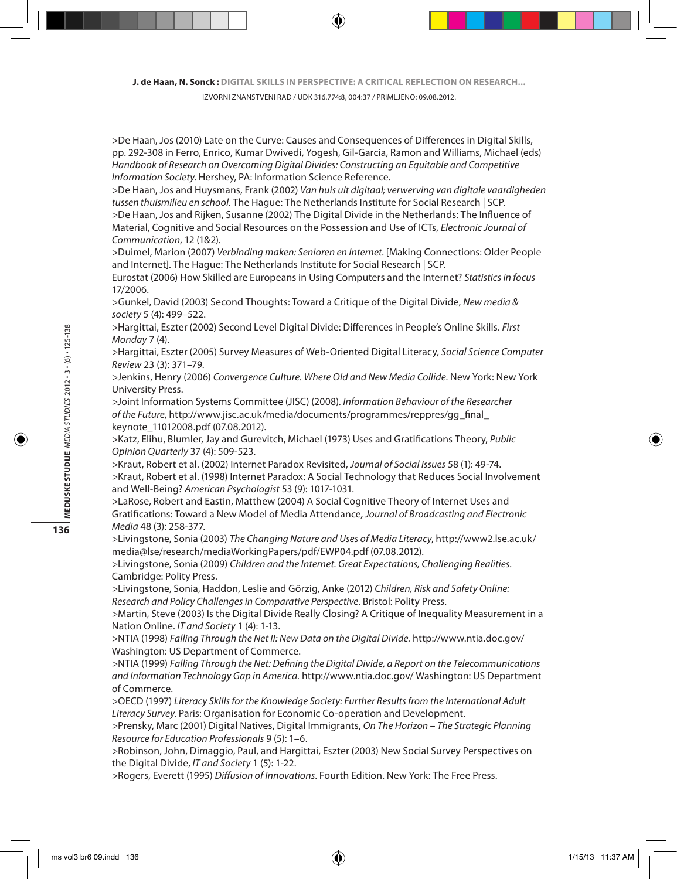>De Haan, Jos (2010) Late on the Curve: Causes and Consequences of Differences in Digital Skills, pp. 292-308 in Ferro, Enrico, Kumar Dwivedi, Yogesh, Gil-Garcia, Ramon and Williams, Michael (eds) *Handbook of Research on Overcoming Digital Divides: Constructing an Equitable and Competitive Information Society*. Hershey, PA: Information Science Reference.

>De Haan, Jos and Huysmans, Frank (2002) *Van huis uit digitaal; verwerving van digitale vaardigheden tussen thuismilieu en school*. The Hague: The Netherlands Institute for Social Research | SCP.

>De Haan, Jos and Rijken, Susanne (2002) The Digital Divide in the Netherlands: The Influence of Material, Cognitive and Social Resources on the Possession and Use of ICTs, *Electronic Journal of Communication*, 12 (1&2).

>Duimel, Marion (2007) *Verbinding maken: Senioren en Internet*. [Making Connections: Older People and Internet]. The Hague: The Netherlands Institute for Social Research | SCP.

Eurostat (2006) How Skilled are Europeans in Using Computers and the Internet? *Statistics in focus* 17/2006.

>Gunkel, David (2003) Second Thoughts: Toward a Critique of the Digital Divide, *New media & society* 5 (4): 499–522.

>Hargittai, Eszter (2002) Second Level Digital Divide: Differences in People's Online Skills. *First Monday* 7 (4).

>Hargittai, Eszter (2005) Survey Measures of Web-Oriented Digital Literacy, *Social Science Computer Review* 23 (3): 371–79.

>Jenkins, Henry (2006) *Convergence Culture. Where Old and New Media Collide*. New York: New York University Press.

>Joint Information Systems Committee (JISC) (2008). *Information Behaviour of the Researcher of the Future*, http://www.jisc.ac.uk/media/documents/programmes/reppres/gg_final_keynote_11012008.pdf (07.08.2012).

>Katz, Elihu, Blumler, Jay and Gurevitch, Michael (1973) Uses and Gratifications Theory, *Public Opinion Quarterly* 37 (4): 509-523.

>Kraut, Robert et al. (2002) Internet Paradox Revisited, *Journal of Social Issues* 58 (1): 49-74.

>Kraut, Robert et al. (1998) Internet Paradox: A Social Technology that Reduces Social Involvement and Well-Being? *American Psychologist* 53 (9): 1017-1031.

>LaRose, Robert and Eastin, Matthew (2004) A Social Cognitive Theory of Internet Uses and Gratifications: Toward a New Model of Media Attendance, *Journal of Broadcasting and Electronic Media* 48 (3): 258-377.

>Livingstone, Sonia (2003) *The Changing Nature and Uses of Media Literacy*, http://www2.lse.ac.uk/media@lse/research/mediaWorkingPapers/pdf/EWP04.pdf (07.08.2012).

>Livingstone, Sonia (2009) *Children and the Internet. Great Expectations, Challenging Realities*. Cambridge: Polity Press.

>Livingstone, Sonia, Haddon, Leslie and Görzig, Anke (2012) *Children, Risk and Safety Online: Research and Policy Challenges in Comparative Perspective*. Bristol: Polity Press.

>Martin, Steve (2003) Is the Digital Divide Really Closing? A Critique of Inequality Measurement in a Nation Online. *IT and Society* 1 (4): 1-13.

>NTIA (1998) *Falling Through the Net II: New Data on the Digital Divide.* http://www.ntia.doc.gov/ Washington: US Department of Commerce.

>NTIA (1999) *Falling Through the Net: Defining the Digital Divide, a Report on the Telecommunications and Information Technology Gap in America.* http://www.ntia.doc.gov/ Washington: US Department of Commerce.

>OECD (1997) *Literacy Skills for the Knowledge Society: Further Results from the International Adult Literacy Survey*. Paris: Organisation for Economic Co-operation and Development.

>Prensky, Marc (2001) Digital Natives, Digital Immigrants, *On The Horizon – The Strategic Planning Resource for Education Professionals* 9 (5): 1–6.

>Robinson, John, Dimaggio, Paul, and Hargittai, Eszter (2003) New Social Survey Perspectives on the Digital Divide, *IT and Society* 1 (5): 1-22.

>Rogers, Everett (1995) *Diffusion of Innovations*. Fourth Edition. New York: The Free Press.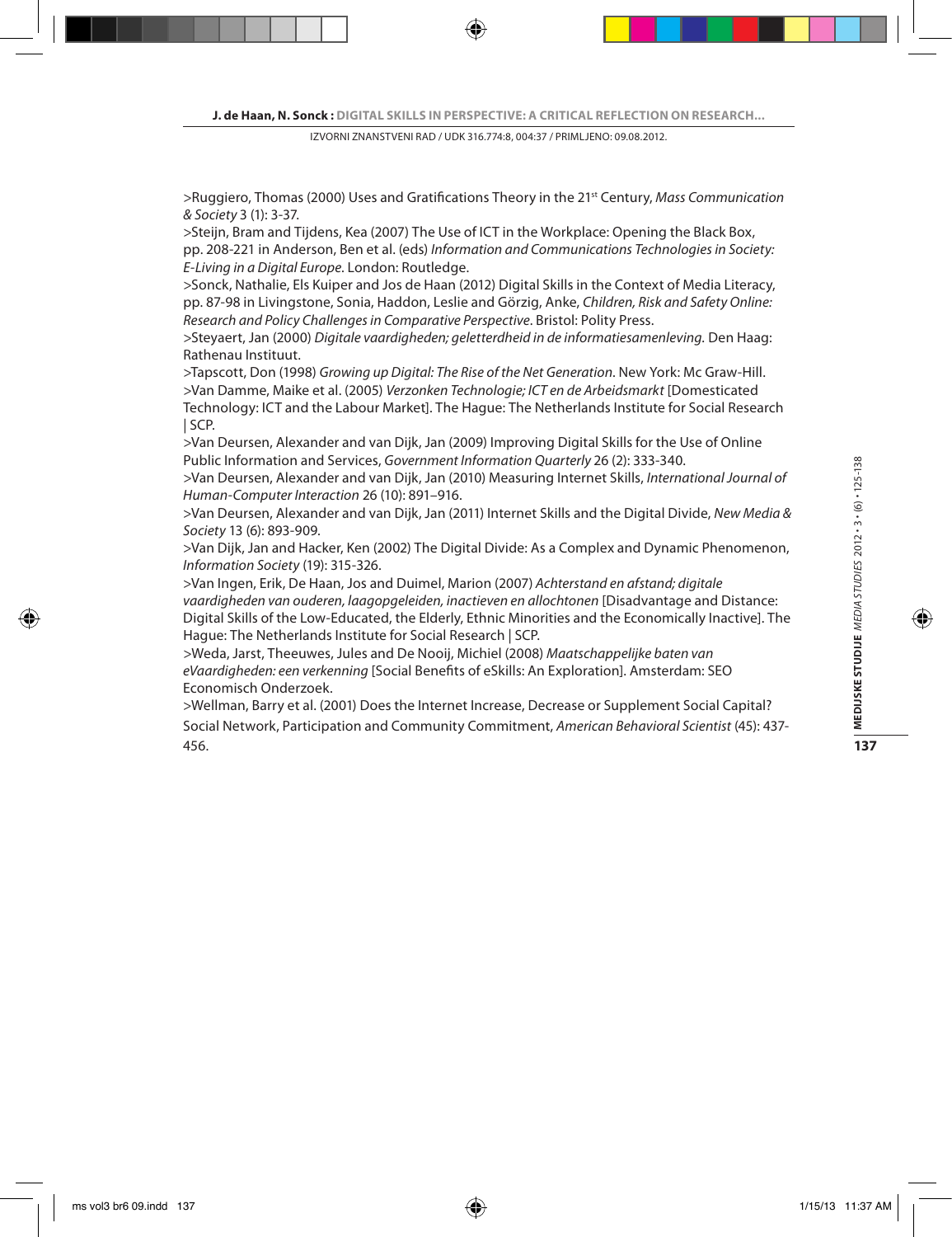>Ruggiero, Thomas (2000) Uses and Gratifications Theory in the 21st Century, *Mass Communication & Society* 3 (1): 3-37.

>Steijn, Bram and Tijdens, Kea (2007) The Use of ICT in the Workplace: Opening the Black Box, pp. 208-221 in Anderson, Ben et al. (eds) *Information and Communications Technologies in Society: E-Living in a Digital Europe*. London: Routledge.

>Sonck, Nathalie, Els Kuiper and Jos de Haan (2012) Digital Skills in the Context of Media Literacy, pp. 87-98 in Livingstone, Sonia, Haddon, Leslie and Görzig, Anke, *Children, Risk and Safety Online: Research and Policy Challenges in Comparative Perspective*. Bristol: Polity Press.

>Steyaert, Jan (2000) *Digitale vaardigheden; geletterdheid in de informatiesamenleving.* Den Haag: Rathenau Instituut.

>Tapscott, Don (1998) *Growing up Digital: The Rise of the Net Generation*. New York: Mc Graw-Hill.

>Van Damme, Maike et al. (2005) *Verzonken Technologie; ICT en de Arbeidsmarkt* [Domesticated Technology: ICT and the Labour Market]. The Hague: The Netherlands Institute for Social Research | SCP.

>Van Deursen, Alexander and van Dijk, Jan (2009) Improving Digital Skills for the Use of Online Public Information and Services, *Government Information Quarterly* 26 (2): 333-340.

>Van Deursen, Alexander and van Dijk, Jan (2010) Measuring Internet Skills, *International Journal of Human-Computer Interaction* 26 (10): 891–916.

>Van Deursen, Alexander and van Dijk, Jan (2011) Internet Skills and the Digital Divide, *New Media & Society* 13 (6): 893-909.

>Van Dijk, Jan and Hacker, Ken (2002) The Digital Divide: As a Complex and Dynamic Phenomenon, *Information Society* (19): 315-326.

>Van Ingen, Erik, De Haan, Jos and Duimel, Marion (2007) *Achterstand en afstand; digitale vaardigheden van ouderen, laagopgeleiden, inactieven en allochtonen* [Disadvantage and Distance: Digital Skills of the Low-Educated, the Elderly, Ethnic Minorities and the Economically Inactive]. The Hague: The Netherlands Institute for Social Research | SCP.

>Weda, Jarst, Theeuwes, Jules and De Nooij, Michiel (2008) *Maatschappelijke baten van eVaardigheden: een verkenning* [Social Benefits of eSkills: An Exploration]. Amsterdam: SEO Economisch Onderzoek.

>Wellman, Barry et al. (2001) Does the Internet Increase, Decrease or Supplement Social Capital? Social Network, Participation and Community Commitment, *American Behavioral Scientist* (45): 437-456.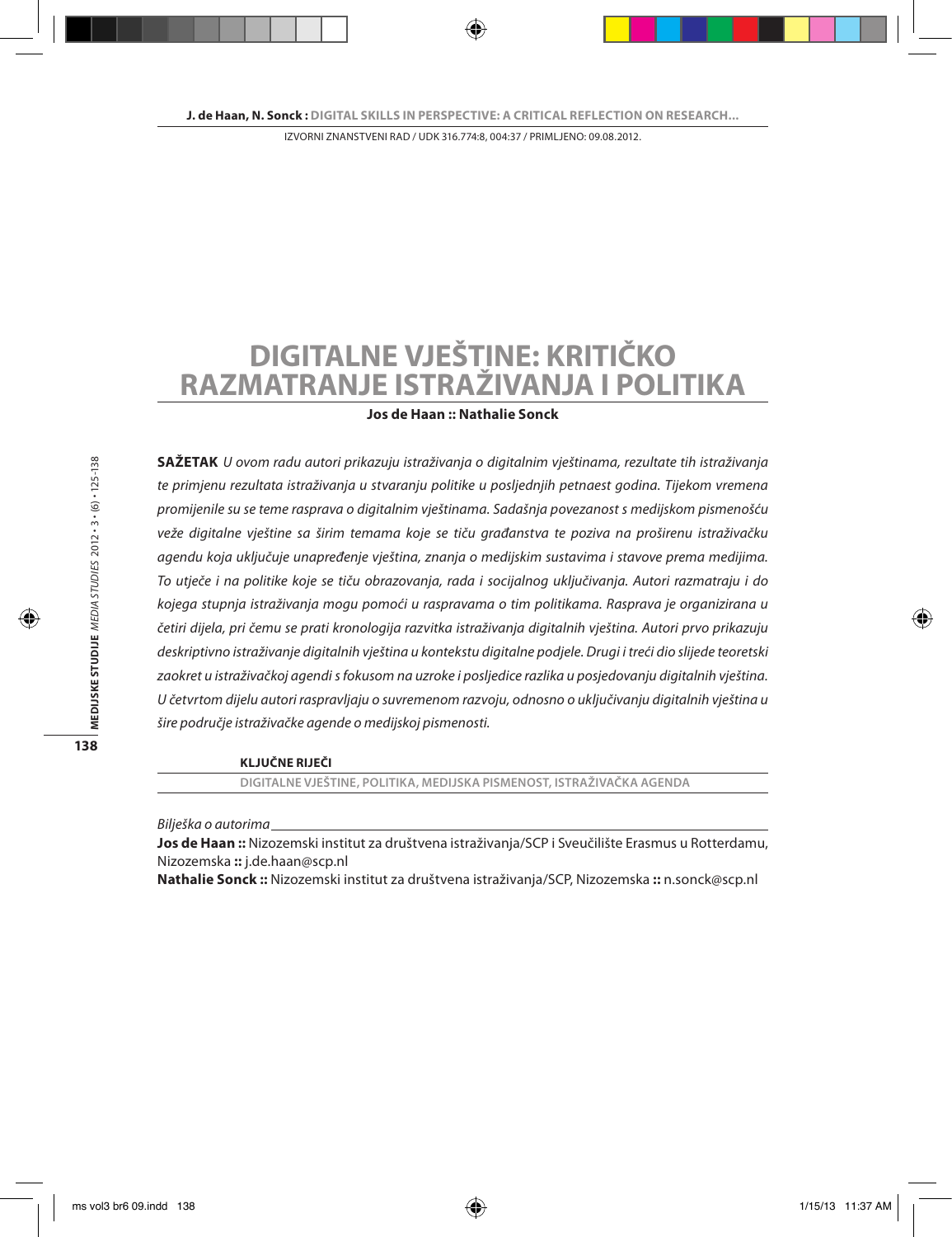IZVORNI ZNANSTVENI RAD / UDK 316.774:8, 004:37 / PRIMLJENO: 09.08.2012.

# DIGITALNE VJEŠTINE: KRITIČKO RAZMATRANJE ISTRAŽIVANJA I POLITIKA

**Jos de Haan :: Nathalie Sonck**

**SAŽETAK** *U ovom radu autori prikazuju istraživanja o digitalnim vještinama, rezultate tih istraživanja te primjenu rezultata istraživanja u stvaranju politike u posljednjih petnaest godina. Tijekom vremena promijenile su se teme rasprava o digitalnim vještinama. Sadašnja povezanost s medijskom pismenošću veže digitalne vještine sa širim temama koje se tiču građanstva te poziva na proširenu istraživačku agendu koja uključuje unapređenje vještina, znanja o medijskim sustavima i stavove prema medijima. To utječe i na politike koje se tiču obrazovanja, rada i socijalnog uključivanja. Autori razmatraju i do kojega stupnja istraživanja mogu pomoći u raspravama o tim politikama. Rasprava je organizirana u četiri dijela, pri čemu se prati kronologija razvitka istraživanja digitalnih vještina. Autori prvo prikazuju deskriptivno istraživanje digitalnih vještina u kontekstu digitalne podjele. Drugi i treći dio slijede teoretski zaokret u istraživačkoj agendi s fokusom na uzroke i posljedice razlika u posjedovanju digitalnih vještina. U četvrtom dijelu autori raspravljaju o suvremenom razvoju, odnosno o uključivanju digitalnih vještina u šire područje istraživačke agende o medijskoj pismenosti.*

**KLJUČNE RIJEČI**

DIGITALNE VJEŠTINE, POLITIKA, MEDIJSKA PISMENOST, ISTRAŽIVAČKA AGENDA

*Bilješka o autorima*

**Jos de Haan ::** Nizozemski institut za društvena istraživanja/SCP i Sveučilište Erasmus u Rotterdamu, Nizozemska **::** j.de.haan@scp.nl

**Nathalie Sonck ::** Nizozemski institut za društvena istraživanja/SCP, Nizozemska **::** n.sonck@scp.nl